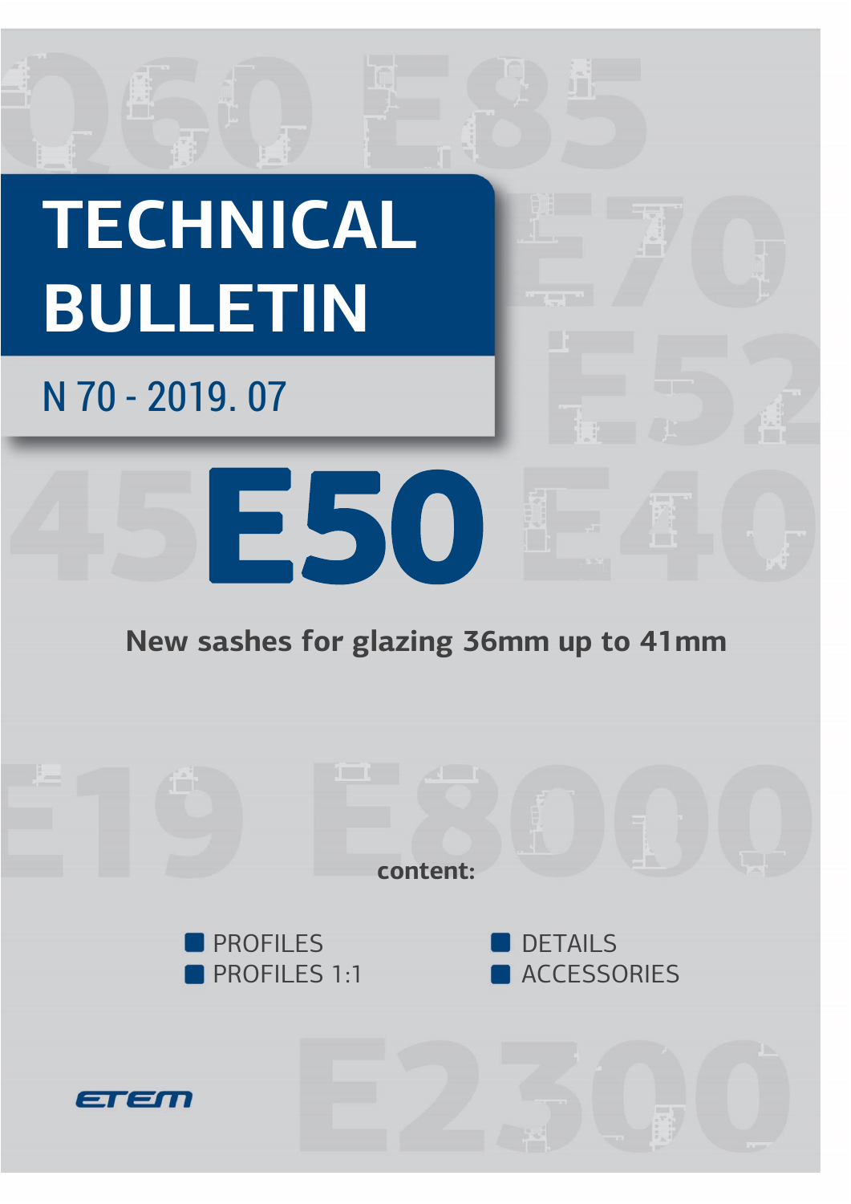# TECHNICAL BULLETIN

N 70 - 2019. 07

# E50

**New sashes for glazing 36mm up to 41mm**

**content:**

- PROFILES
- PROFILES 1:1
- DETAILS
- ACCESSORIES

ETEM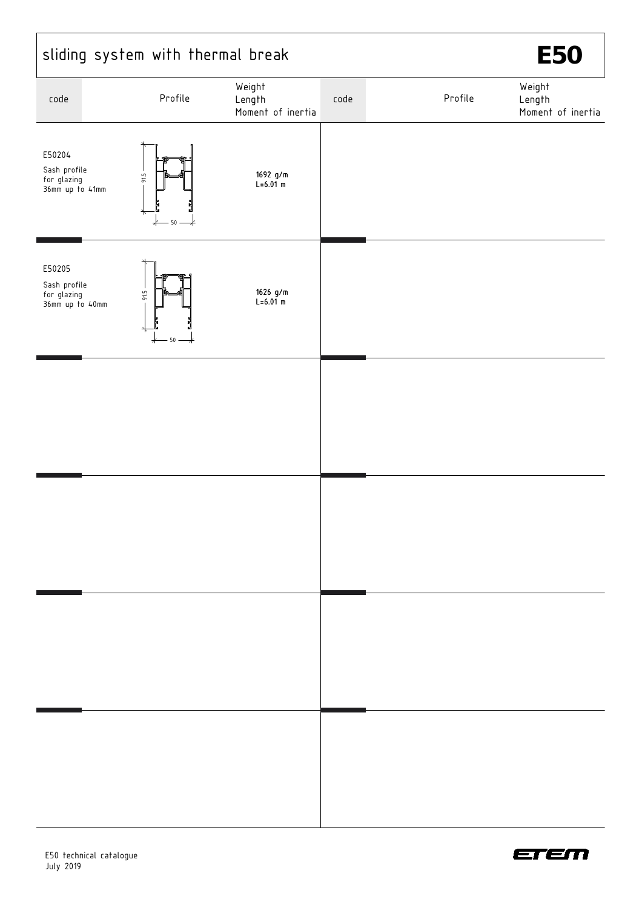# sliding system with thermal break

**E50**

| code | Profile | Weight<br>Length<br>Moment of inertia | code | Profile | Weight<br>Length<br>Moment of inertia |
|---|---|---|---|---|---|
| E50204<br>Sash profile for glazing 36mm up to 41mm | 91.5<br>50 | 1692 g/m<br>L=6.01 m | | | |
| E50205<br>Sash profile for glazing 36mm up to 40mm | 91.5<br>50 | 1626 g/m<br>L=6.01 m | | | |

E50 technical catalogue
July 2019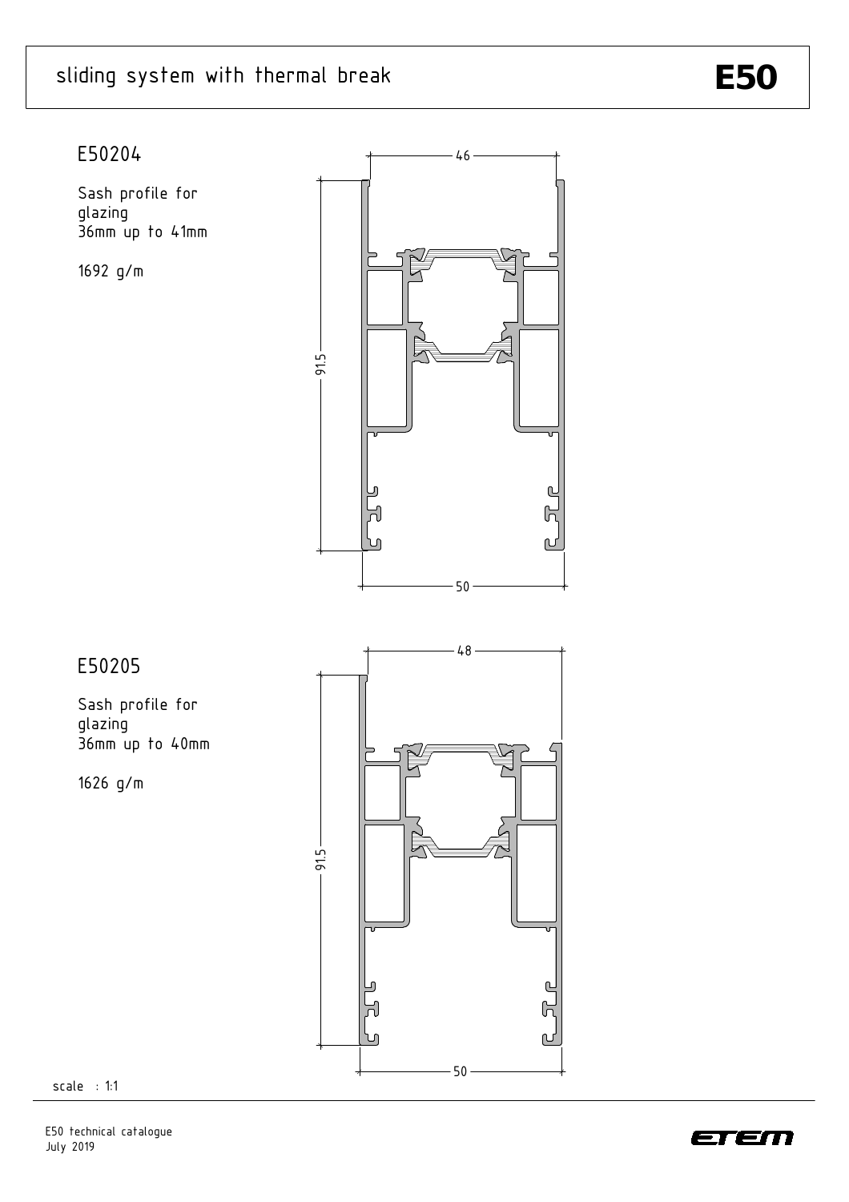# sliding system with thermal break

**E50**

## E50204

Sash profile for glazing 36mm up to 41mm

1692 g/m

46

91.5

50

## E50205

Sash profile for glazing 36mm up to 40mm

1626 g/m

48

91.5

50

scale : 1:1

E50 technical catalogue
July 2019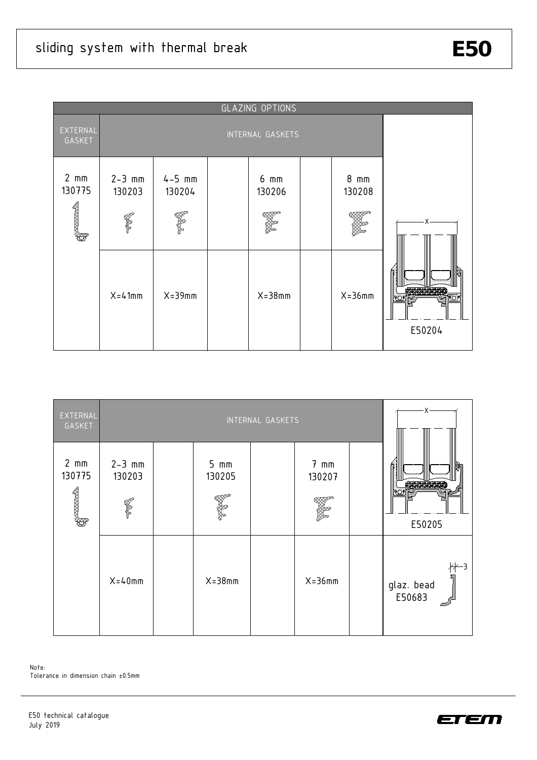# sliding system with thermal break

**E50**

| GLAZING OPTIONS | | | | | | | |
|---|---|---|---|---|---|---|---|
| EXTERNAL GASKET | INTERNAL GASKETS | | | | | | |
| 2 mm 130775 | 2-3 mm 130203 | 4-5 mm 130204 | | 6 mm 130206 | | 8 mm 130208 | |
| | X=41mm | X=39mm | | X=38mm | | X=36mm | E50204 |

| EXTERNAL GASKET | INTERNAL GASKETS | | | | | | |
|---|---|---|---|---|---|---|---|
| 2 mm 130775 | 2-3 mm 130203 | | 5 mm 130205 | | 7 mm 130207 | | E50205 |
| | X=40mm | | X=38mm | | X=36mm | | glaz. bead E50683 |

Note:
Tolerance in dimension chain ±0.5mm

E50 technical catalogue
July 2019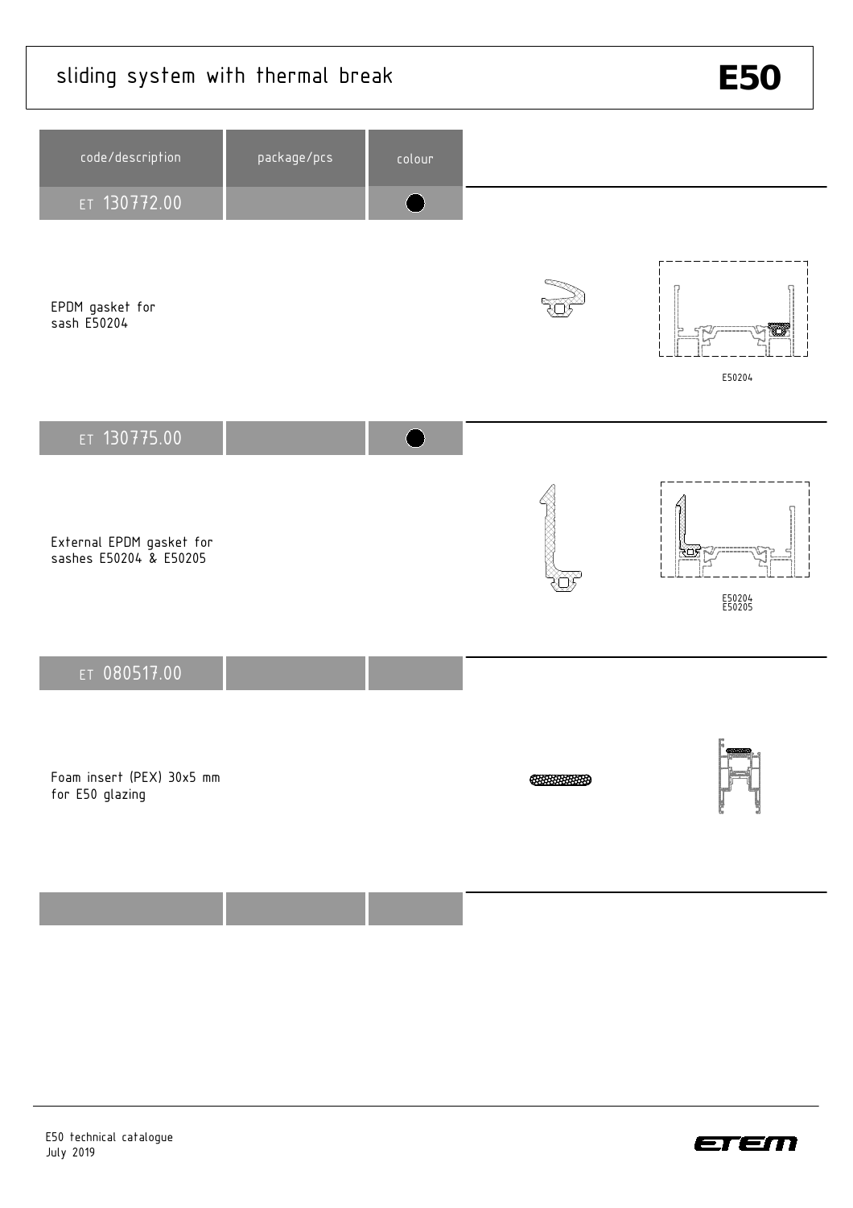# sliding system with thermal break

# E50

| code/description | package/pcs | colour |
|---|---|---|
| ET 130772.00 | | ● |
| EPDM gasket for sash E50204 | | |
| ET 130775.00 | | ● |
| External EPDM gasket for sashes E50204 & E50205 | | |
| ET 080517.00 | | |
| Foam insert (PEX) 30x5 mm for E50 glazing | | |

E50204

E50204
E50205

E50 technical catalogue
July 2019